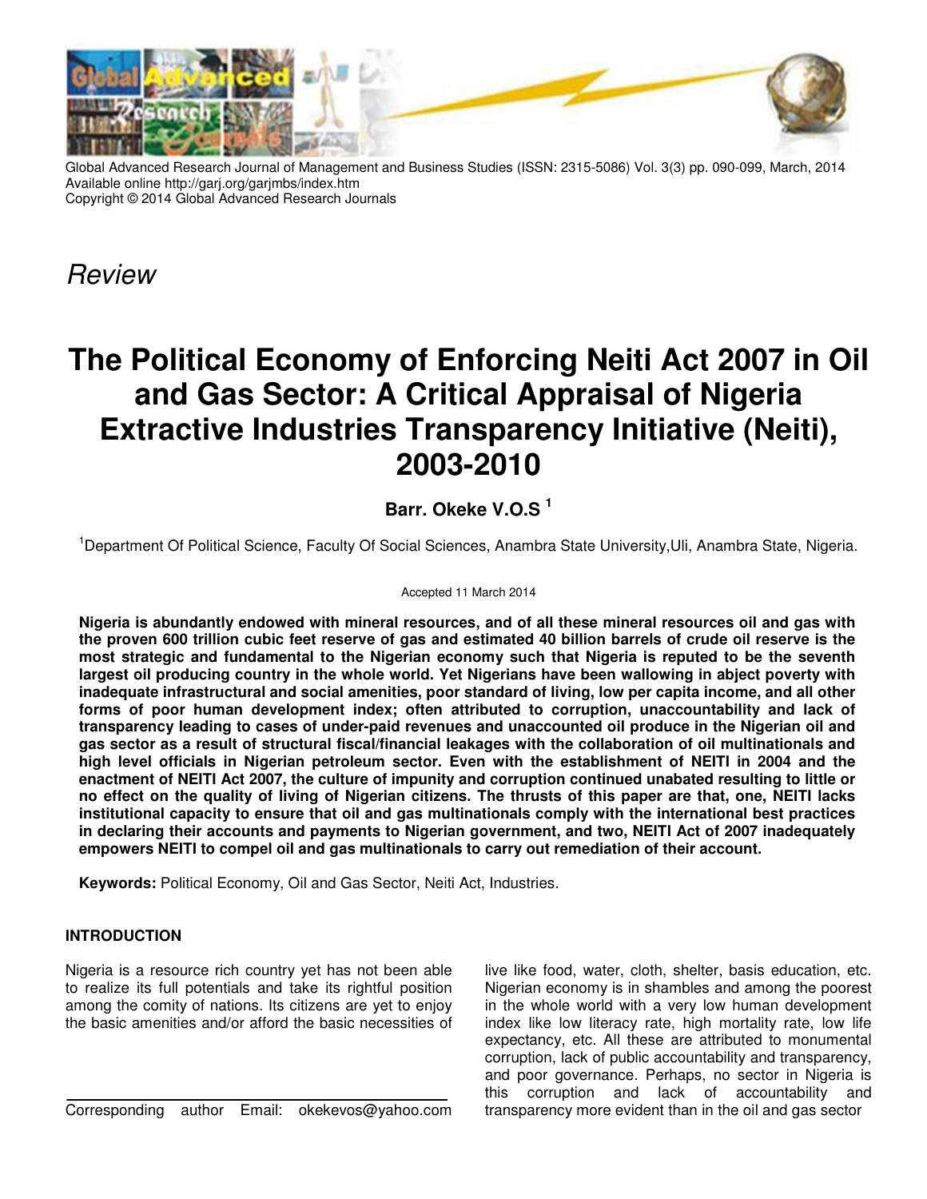*Review*

# The Political Economy of Enforcing Neiti Act 2007 in Oil and Gas Sector: A Critical Appraisal of Nigeria Extractive Industries Transparency Initiative (Neiti), 2003-2010

**Barr. Okeke V.O.S [1]**

[1]Department Of Political Science, Faculty Of Social Sciences, Anambra State University,Uli, Anambra State, Nigeria.

Accepted 11 March 2014

**Nigeria is abundantly endowed with mineral resources, and of all these mineral resources oil and gas with the proven 600 trillion cubic feet reserve of gas and estimated 40 billion barrels of crude oil reserve is the most strategic and fundamental to the Nigerian economy such that Nigeria is reputed to be the seventh largest oil producing country in the whole world. Yet Nigerians have been wallowing in abject poverty with inadequate infrastructural and social amenities, poor standard of living, low per capita income, and all other forms of poor human development index; often attributed to corruption, unaccountability and lack of transparency leading to cases of under-paid revenues and unaccounted oil produce in the Nigerian oil and gas sector as a result of structural fiscal/financial leakages with the collaboration of oil multinationals and high level officials in Nigerian petroleum sector. Even with the establishment of NEITI in 2004 and the enactment of NEITI Act 2007, the culture of impunity and corruption continued unabated resulting to little or no effect on the quality of living of Nigerian citizens. The thrusts of this paper are that, one, NEITI lacks institutional capacity to ensure that oil and gas multinationals comply with the international best practices in declaring their accounts and payments to Nigerian government, and two, NEITI Act of 2007 inadequately empowers NEITI to compel oil and gas multinationals to carry out remediation of their account.**

**Keywords:** Political Economy, Oil and Gas Sector, Neiti Act, Industries.

## INTRODUCTION

Nigeria is a resource rich country yet has not been able to realize its full potentials and take its rightful position among the comity of nations. Its citizens are yet to enjoy the basic amenities and/or afford the basic necessities of live like food, water, cloth, shelter, basis education, etc. Nigerian economy is in shambles and among the poorest in the whole world with a very low human development index like low literacy rate, high mortality rate, low life expectancy, etc. All these are attributed to monumental corruption, lack of public accountability and transparency, and poor governance. Perhaps, no sector in Nigeria is this corruption and lack of accountability and transparency more evident than in the oil and gas sector

Corresponding author Email: okekevos@yahoo.com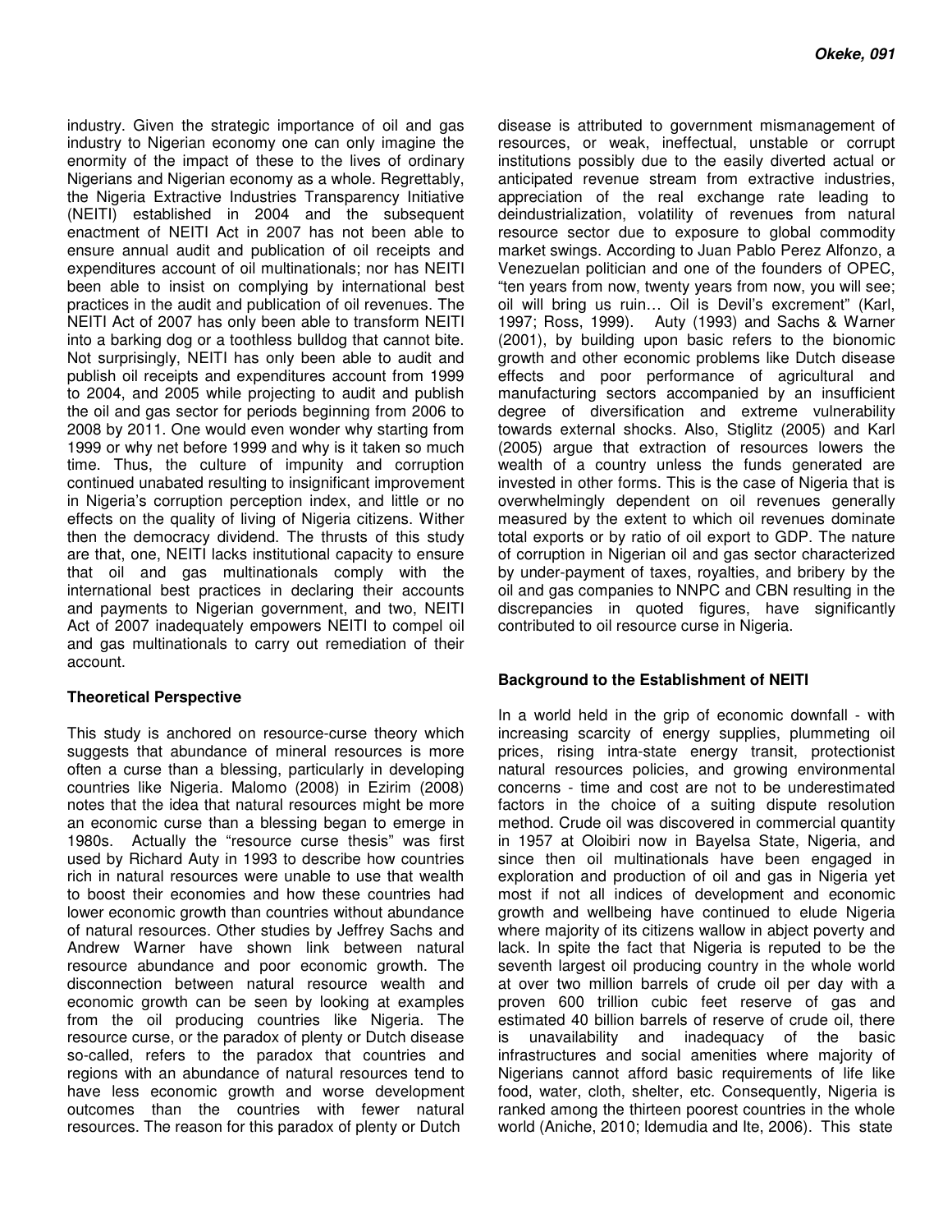industry. Given the strategic importance of oil and gas industry to Nigerian economy one can only imagine the enormity of the impact of these to the lives of ordinary Nigerians and Nigerian economy as a whole. Regrettably, the Nigeria Extractive Industries Transparency Initiative (NEITI) established in 2004 and the subsequent enactment of NEITI Act in 2007 has not been able to ensure annual audit and publication of oil receipts and expenditures account of oil multinationals; nor has NEITI been able to insist on complying by international best practices in the audit and publication of oil revenues. The NEITI Act of 2007 has only been able to transform NEITI into a barking dog or a toothless bulldog that cannot bite. Not surprisingly, NEITI has only been able to audit and publish oil receipts and expenditures account from 1999 to 2004, and 2005 while projecting to audit and publish the oil and gas sector for periods beginning from 2006 to 2008 by 2011. One would even wonder why starting from 1999 or why net before 1999 and why is it taken so much time. Thus, the culture of impunity and corruption continued unabated resulting to insignificant improvement in Nigeria's corruption perception index, and little or no effects on the quality of living of Nigeria citizens. Wither then the democracy dividend. The thrusts of this study are that, one, NEITI lacks institutional capacity to ensure that oil and gas multinationals comply with the international best practices in declaring their accounts and payments to Nigerian government, and two, NEITI Act of 2007 inadequately empowers NEITI to compel oil and gas multinationals to carry out remediation of their account.

## Theoretical Perspective

This study is anchored on resource-curse theory which suggests that abundance of mineral resources is more often a curse than a blessing, particularly in developing countries like Nigeria. Malomo (2008) in Ezirim (2008) notes that the idea that natural resources might be more an economic curse than a blessing began to emerge in 1980s. Actually the "resource curse thesis" was first used by Richard Auty in 1993 to describe how countries rich in natural resources were unable to use that wealth to boost their economies and how these countries had lower economic growth than countries without abundance of natural resources. Other studies by Jeffrey Sachs and Andrew Warner have shown link between natural resource abundance and poor economic growth. The disconnection between natural resource wealth and economic growth can be seen by looking at examples from the oil producing countries like Nigeria. The resource curse, or the paradox of plenty or Dutch disease so-called, refers to the paradox that countries and regions with an abundance of natural resources tend to have less economic growth and worse development outcomes than the countries with fewer natural resources. The reason for this paradox of plenty or Dutch disease is attributed to government mismanagement of resources, or weak, ineffectual, unstable or corrupt institutions possibly due to the easily diverted actual or anticipated revenue stream from extractive industries, appreciation of the real exchange rate leading to deindustrialization, volatility of revenues from natural resource sector due to exposure to global commodity market swings. According to Juan Pablo Perez Alfonzo, a Venezuelan politician and one of the founders of OPEC, "ten years from now, twenty years from now, you will see; oil will bring us ruin… Oil is Devil's excrement" (Karl, 1997; Ross, 1999). Auty (1993) and Sachs & Warner (2001), by building upon basic refers to the bionomic growth and other economic problems like Dutch disease effects and poor performance of agricultural and manufacturing sectors accompanied by an insufficient degree of diversification and extreme vulnerability towards external shocks. Also, Stiglitz (2005) and Karl (2005) argue that extraction of resources lowers the wealth of a country unless the funds generated are invested in other forms. This is the case of Nigeria that is overwhelmingly dependent on oil revenues generally measured by the extent to which oil revenues dominate total exports or by ratio of oil export to GDP. The nature of corruption in Nigerian oil and gas sector characterized by under-payment of taxes, royalties, and bribery by the oil and gas companies to NNPC and CBN resulting in the discrepancies in quoted figures, have significantly contributed to oil resource curse in Nigeria.

## Background to the Establishment of NEITI

In a world held in the grip of economic downfall - with increasing scarcity of energy supplies, plummeting oil prices, rising intra-state energy transit, protectionist natural resources policies, and growing environmental concerns - time and cost are not to be underestimated factors in the choice of a suiting dispute resolution method. Crude oil was discovered in commercial quantity in 1957 at Oloibiri now in Bayelsa State, Nigeria, and since then oil multinationals have been engaged in exploration and production of oil and gas in Nigeria yet most if not all indices of development and economic growth and wellbeing have continued to elude Nigeria where majority of its citizens wallow in abject poverty and lack. In spite the fact that Nigeria is reputed to be the seventh largest oil producing country in the whole world at over two million barrels of crude oil per day with a proven 600 trillion cubic feet reserve of gas and estimated 40 billion barrels of reserve of crude oil, there is unavailability and inadequacy of the basic infrastructures and social amenities where majority of Nigerians cannot afford basic requirements of life like food, water, cloth, shelter, etc. Consequently, Nigeria is ranked among the thirteen poorest countries in the whole world (Aniche, 2010; Idemudia and Ite, 2006). This state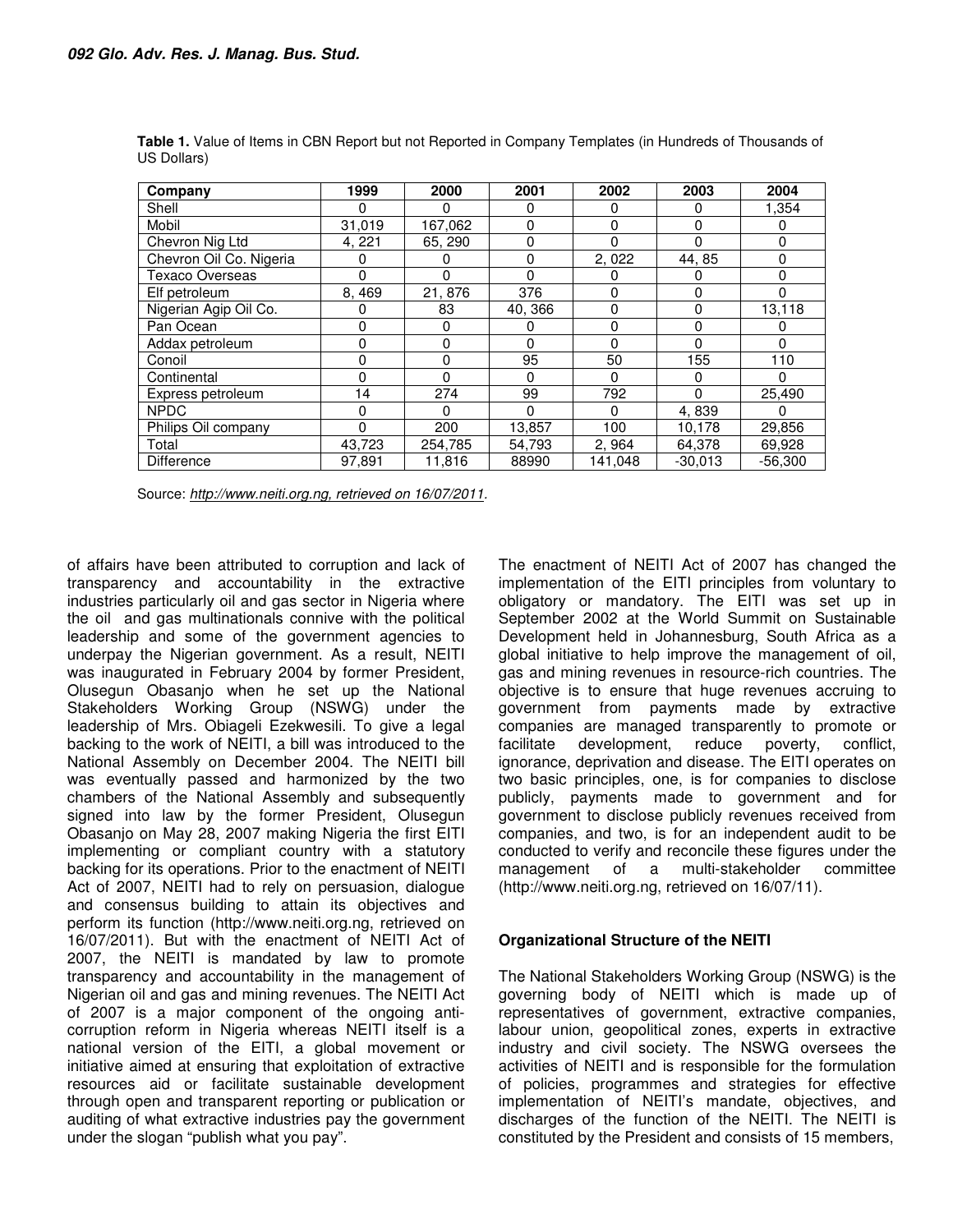**Table 1.** Value of Items in CBN Report but not Reported in Company Templates (in Hundreds of Thousands of US Dollars)

| Company | 1999 | 2000 | 2001 | 2002 | 2003 | 2004 |
|---|---|---|---|---|---|---|
| Shell | 0 | 0 | 0 | 0 | 0 | 1,354 |
| Mobil | 31,019 | 167,062 | 0 | 0 | 0 | 0 |
| Chevron Nig Ltd | 4, 221 | 65, 290 | 0 | 0 | 0 | 0 |
| Chevron Oil Co. Nigeria | 0 | 0 | 0 | 2, 022 | 44, 85 | 0 |
| Texaco Overseas | 0 | 0 | 0 | 0 | 0 | 0 |
| Elf petroleum | 8, 469 | 21, 876 | 376 | 0 | 0 | 0 |
| Nigerian Agip Oil Co. | 0 | 83 | 40, 366 | 0 | 0 | 13,118 |
| Pan Ocean | 0 | 0 | 0 | 0 | 0 | 0 |
| Addax petroleum | 0 | 0 | 0 | 0 | 0 | 0 |
| Conoil | 0 | 0 | 95 | 50 | 155 | 110 |
| Continental | 0 | 0 | 0 | 0 | 0 | 0 |
| Express petroleum | 14 | 274 | 99 | 792 | 0 | 25,490 |
| NPDC | 0 | 0 | 0 | 0 | 4, 839 | 0 |
| Philips Oil company | 0 | 200 | 13,857 | 100 | 10,178 | 29,856 |
| Total | 43,723 | 254,785 | 54,793 | 2, 964 | 64,378 | 69,928 |
| Difference | 97,891 | 11,816 | 88990 | 141,048 | -30,013 | -56,300 |

Source: *http://www.neiti.org.ng, retrieved on 16/07/2011.*

of affairs have been attributed to corruption and lack of transparency and accountability in the extractive industries particularly oil and gas sector in Nigeria where the oil and gas multinationals connive with the political leadership and some of the government agencies to underpay the Nigerian government. As a result, NEITI was inaugurated in February 2004 by former President, Olusegun Obasanjo when he set up the National Stakeholders Working Group (NSWG) under the leadership of Mrs. Obiageli Ezekwesili. To give a legal backing to the work of NEITI, a bill was introduced to the National Assembly on December 2004. The NEITI bill was eventually passed and harmonized by the two chambers of the National Assembly and subsequently signed into law by the former President, Olusegun Obasanjo on May 28, 2007 making Nigeria the first EITI implementing or compliant country with a statutory backing for its operations. Prior to the enactment of NEITI Act of 2007, NEITI had to rely on persuasion, dialogue and consensus building to attain its objectives and perform its function (http://www.neiti.org.ng, retrieved on 16/07/2011). But with the enactment of NEITI Act of 2007, the NEITI is mandated by law to promote transparency and accountability in the management of Nigerian oil and gas and mining revenues. The NEITI Act of 2007 is a major component of the ongoing anti-corruption reform in Nigeria whereas NEITI itself is a national version of the EITI, a global movement or initiative aimed at ensuring that exploitation of extractive resources aid or facilitate sustainable development through open and transparent reporting or publication or auditing of what extractive industries pay the government under the slogan "publish what you pay".

The enactment of NEITI Act of 2007 has changed the implementation of the EITI principles from voluntary to obligatory or mandatory. The EITI was set up in September 2002 at the World Summit on Sustainable Development held in Johannesburg, South Africa as a global initiative to help improve the management of oil, gas and mining revenues in resource-rich countries. The objective is to ensure that huge revenues accruing to government from payments made by extractive companies are managed transparently to promote or facilitate development, reduce poverty, conflict, ignorance, deprivation and disease. The EITI operates on two basic principles, one, is for companies to disclose publicly, payments made to government and for government to disclose publicly revenues received from companies, and two, is for an independent audit to be conducted to verify and reconcile these figures under the management of a multi-stakeholder committee (http://www.neiti.org.ng, retrieved on 16/07/11).

**Organizational Structure of the NEITI**

The National Stakeholders Working Group (NSWG) is the governing body of NEITI which is made up of representatives of government, extractive companies, labour union, geopolitical zones, experts in extractive industry and civil society. The NSWG oversees the activities of NEITI and is responsible for the formulation of policies, programmes and strategies for effective implementation of NEITI's mandate, objectives, and discharges of the function of the NEITI. The NEITI is constituted by the President and consists of 15 members,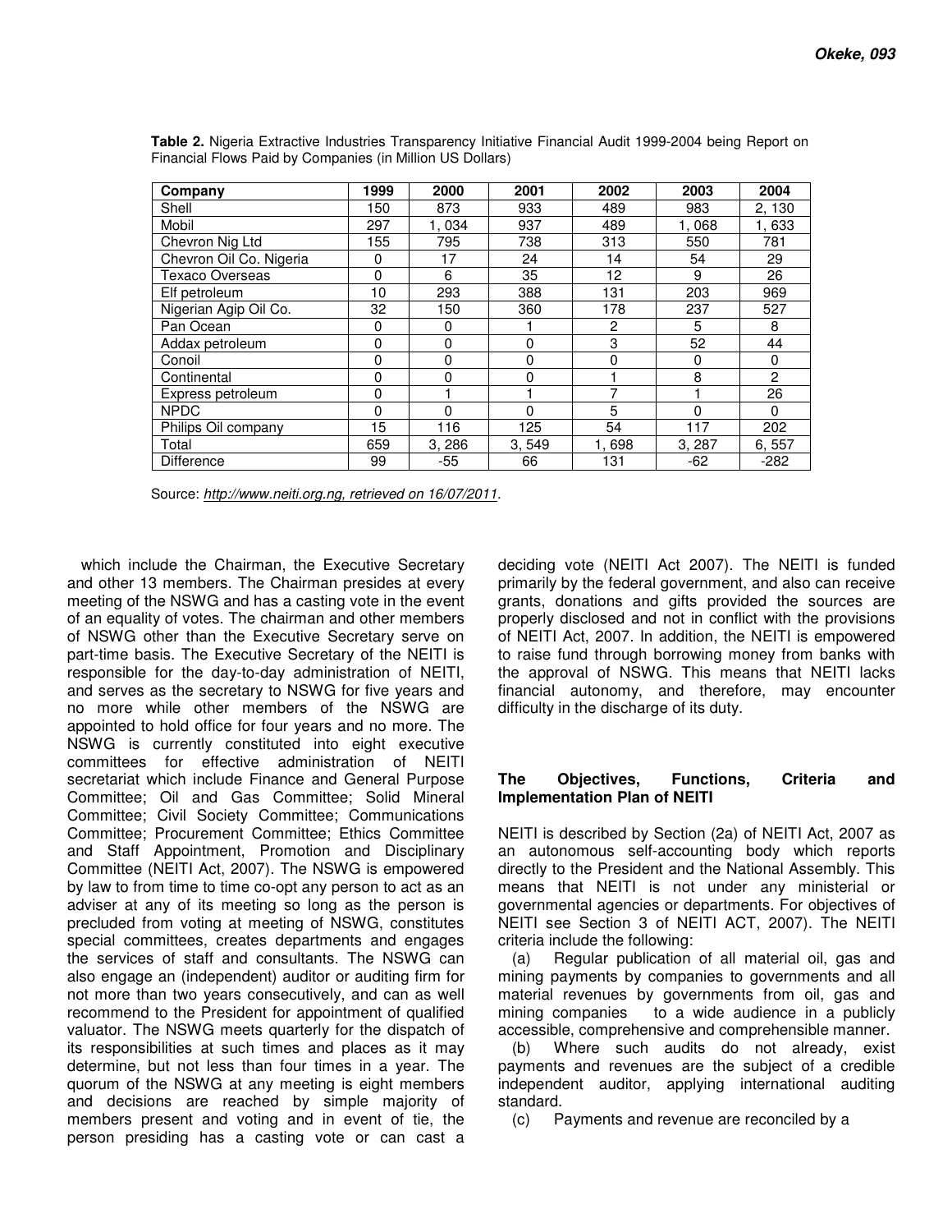**Table 2.** Nigeria Extractive Industries Transparency Initiative Financial Audit 1999-2004 being Report on Financial Flows Paid by Companies (in Million US Dollars)

| Company | 1999 | 2000 | 2001 | 2002 | 2003 | 2004 |
|---|---|---|---|---|---|---|
| Shell | 150 | 873 | 933 | 489 | 983 | 2, 130 |
| Mobil | 297 | 1, 034 | 937 | 489 | 1, 068 | 1, 633 |
| Chevron Nig Ltd | 155 | 795 | 738 | 313 | 550 | 781 |
| Chevron Oil Co. Nigeria | 0 | 17 | 24 | 14 | 54 | 29 |
| Texaco Overseas | 0 | 6 | 35 | 12 | 9 | 26 |
| Elf petroleum | 10 | 293 | 388 | 131 | 203 | 969 |
| Nigerian Agip Oil Co. | 32 | 150 | 360 | 178 | 237 | 527 |
| Pan Ocean | 0 | 0 | 1 | 2 | 5 | 8 |
| Addax petroleum | 0 | 0 | 0 | 3 | 52 | 44 |
| Conoil | 0 | 0 | 0 | 0 | 0 | 0 |
| Continental | 0 | 0 | 0 | 1 | 8 | 2 |
| Express petroleum | 0 | 1 | 1 | 7 | 1 | 26 |
| NPDC | 0 | 0 | 0 | 5 | 0 | 0 |
| Philips Oil company | 15 | 116 | 125 | 54 | 117 | 202 |
| Total | 659 | 3, 286 | 3, 549 | 1, 698 | 3, 287 | 6, 557 |
| Difference | 99 | -55 | 66 | 131 | -62 | -282 |

Source: *http://www.neiti.org.ng, retrieved on 16/07/2011*.

which include the Chairman, the Executive Secretary and other 13 members. The Chairman presides at every meeting of the NSWG and has a casting vote in the event of an equality of votes. The chairman and other members of NSWG other than the Executive Secretary serve on part-time basis. The Executive Secretary of the NEITI is responsible for the day-to-day administration of NEITI, and serves as the secretary to NSWG for five years and no more while other members of the NSWG are appointed to hold office for four years and no more. The NSWG is currently constituted into eight executive committees for effective administration of NEITI secretariat which include Finance and General Purpose Committee; Oil and Gas Committee; Solid Mineral Committee; Civil Society Committee; Communications Committee; Procurement Committee; Ethics Committee and Staff Appointment, Promotion and Disciplinary Committee (NEITI Act, 2007). The NSWG is empowered by law to from time to time co-opt any person to act as an adviser at any of its meeting so long as the person is precluded from voting at meeting of NSWG, constitutes special committees, creates departments and engages the services of staff and consultants. The NSWG can also engage an (independent) auditor or auditing firm for not more than two years consecutively, and can as well recommend to the President for appointment of qualified valuator. The NSWG meets quarterly for the dispatch of its responsibilities at such times and places as it may determine, but not less than four times in a year. The quorum of the NSWG at any meeting is eight members and decisions are reached by simple majority of members present and voting and in event of tie, the person presiding has a casting vote or can cast a deciding vote (NEITI Act 2007). The NEITI is funded primarily by the federal government, and also can receive grants, donations and gifts provided the sources are properly disclosed and not in conflict with the provisions of NEITI Act, 2007. In addition, the NEITI is empowered to raise fund through borrowing money from banks with the approval of NSWG. This means that NEITI lacks financial autonomy, and therefore, may encounter difficulty in the discharge of its duty.

## The Objectives, Functions, Criteria and Implementation Plan of NEITI

NEITI is described by Section (2a) of NEITI Act, 2007 as an autonomous self-accounting body which reports directly to the President and the National Assembly. This means that NEITI is not under any ministerial or governmental agencies or departments. For objectives of NEITI see Section 3 of NEITI ACT, 2007). The NEITI criteria include the following:

(a) Regular publication of all material oil, gas and mining payments by companies to governments and all material revenues by governments from oil, gas and mining companies to a wide audience in a publicly accessible, comprehensive and comprehensible manner.

(b) Where such audits do not already, exist payments and revenues are the subject of a credible independent auditor, applying international auditing standard.

(c) Payments and revenue are reconciled by a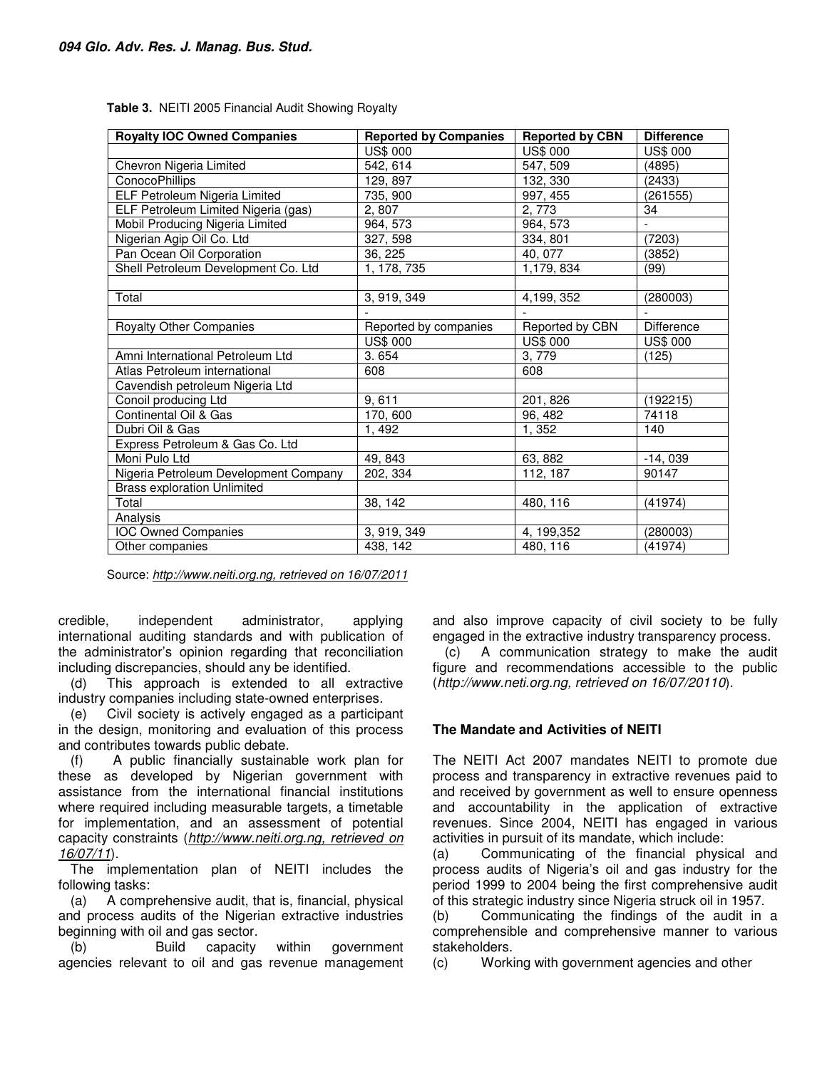**Table 3.** NEITI 2005 Financial Audit Showing Royalty

| Royalty IOC Owned Companies | Reported by Companies | Reported by CBN | Difference |
|---|---|---|---|
| | US$ 000 | US$ 000 | US$ 000 |
| Chevron Nigeria Limited | 542, 614 | 547, 509 | (4895) |
| ConocoPhillips | 129, 897 | 132, 330 | (2433) |
| ELF Petroleum Nigeria Limited | 735, 900 | 997, 455 | (261555) |
| ELF Petroleum Limited Nigeria (gas) | 2, 807 | 2, 773 | 34 |
| Mobil Producing Nigeria Limited | 964, 573 | 964, 573 | - |
| Nigerian Agip Oil Co. Ltd | 327, 598 | 334, 801 | (7203) |
| Pan Ocean Oil Corporation | 36, 225 | 40, 077 | (3852) |
| Shell Petroleum Development Co. Ltd | 1, 178, 735 | 1,179, 834 | (99) |
| | | | |
| Total | 3, 919, 349 | 4,199, 352 | (280003) |
| | - | - | - |
| Royalty Other Companies | Reported by companies | Reported by CBN | Difference |
| | US$ 000 | US$ 000 | US$ 000 |
| Amni International Petroleum Ltd | 3. 654 | 3, 779 | (125) |
| Atlas Petroleum international | 608 | 608 | |
| Cavendish petroleum Nigeria Ltd | | | |
| Conoil producing Ltd | 9, 611 | 201, 826 | (192215) |
| Continental Oil & Gas | 170, 600 | 96, 482 | 74118 |
| Dubri Oil & Gas | 1, 492 | 1, 352 | 140 |
| Express Petroleum & Gas Co. Ltd | | | |
| Moni Pulo Ltd | 49, 843 | 63, 882 | -14, 039 |
| Nigeria Petroleum Development Company | 202, 334 | 112, 187 | 90147 |
| Brass exploration Unlimited | | | |
| Total | 38, 142 | 480, 116 | (41974) |
| Analysis | | | |
| IOC Owned Companies | 3, 919, 349 | 4, 199,352 | (280003) |
| Other companies | 438, 142 | 480, 116 | (41974) |

Source: *http://www.neiti.org.ng, retrieved on 16/07/2011*

credible, independent administrator, applying international auditing standards and with publication of the administrator's opinion regarding that reconciliation including discrepancies, should any be identified.

(d) This approach is extended to all extractive industry companies including state-owned enterprises.

(e) Civil society is actively engaged as a participant in the design, monitoring and evaluation of this process and contributes towards public debate.

(f) A public financially sustainable work plan for these as developed by Nigerian government with assistance from the international financial institutions where required including measurable targets, a timetable for implementation, and an assessment of potential capacity constraints (*http://www.neiti.org.ng, retrieved on 16/07/11*).

The implementation plan of NEITI includes the following tasks:

(a) A comprehensive audit, that is, financial, physical and process audits of the Nigerian extractive industries beginning with oil and gas sector.

(b) Build capacity within government agencies relevant to oil and gas revenue management and also improve capacity of civil society to be fully engaged in the extractive industry transparency process.

(c) A communication strategy to make the audit figure and recommendations accessible to the public (*http://www.neti.org.ng, retrieved on 16/07/20110*).

## The Mandate and Activities of NEITI

The NEITI Act 2007 mandates NEITI to promote due process and transparency in extractive revenues paid to and received by government as well to ensure openness and accountability in the application of extractive revenues. Since 2004, NEITI has engaged in various activities in pursuit of its mandate, which include:

(a) Communicating of the financial physical and process audits of Nigeria's oil and gas industry for the period 1999 to 2004 being the first comprehensive audit of this strategic industry since Nigeria struck oil in 1957.

(b) Communicating the findings of the audit in a comprehensible and comprehensive manner to various stakeholders.

(c) Working with government agencies and other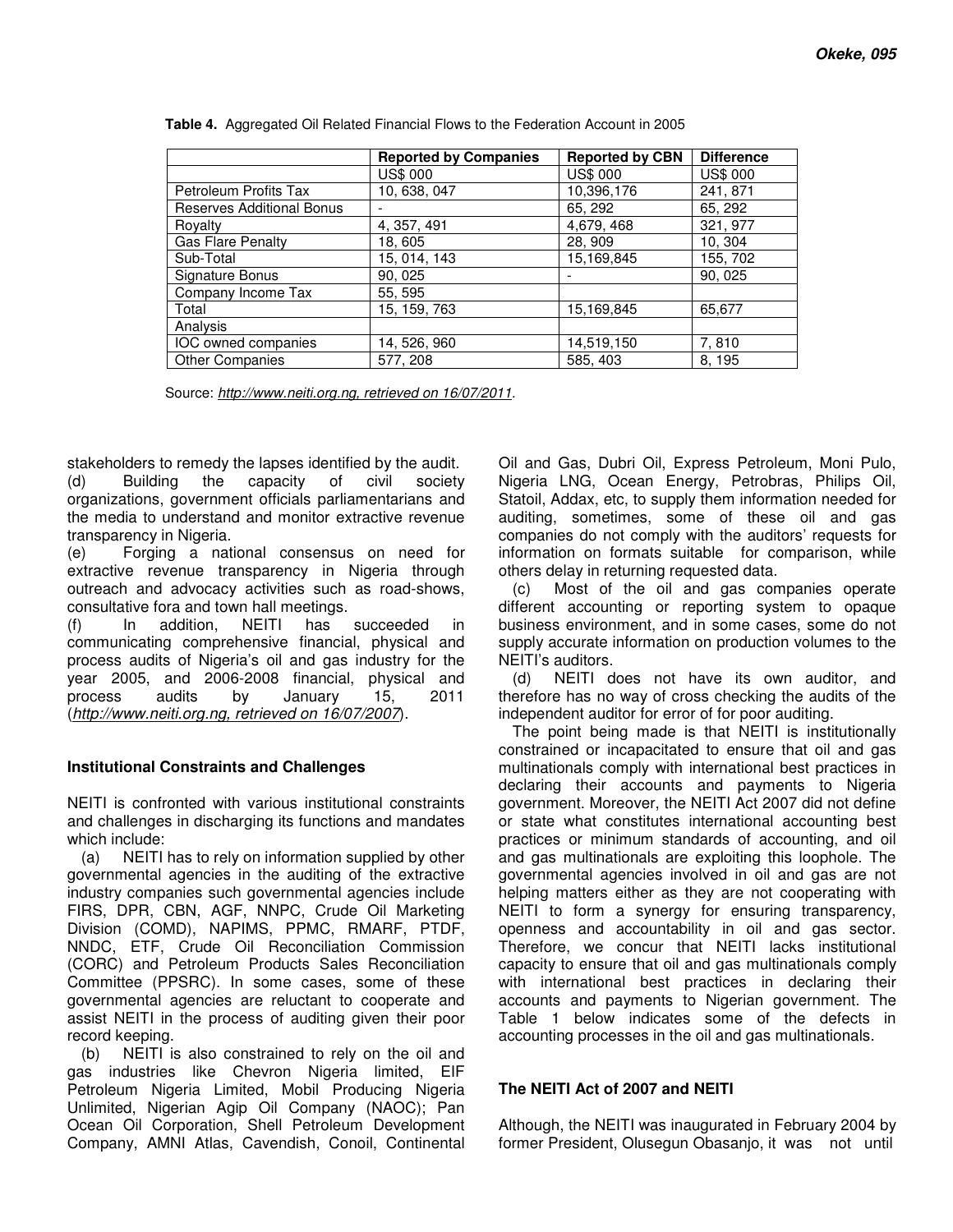**Table 4.** Aggregated Oil Related Financial Flows to the Federation Account in 2005

| | Reported by Companies | Reported by CBN | Difference |
|---|---|---|---|
| | US$ 000 | US$ 000 | US$ 000 |
| Petroleum Profits Tax | 10, 638, 047 | 10,396,176 | 241, 871 |
| Reserves Additional Bonus | - | 65, 292 | 65, 292 |
| Royalty | 4, 357, 491 | 4,679, 468 | 321, 977 |
| Gas Flare Penalty | 18, 605 | 28, 909 | 10, 304 |
| Sub-Total | 15, 014, 143 | 15,169,845 | 155, 702 |
| Signature Bonus | 90, 025 | - | 90, 025 |
| Company Income Tax | 55, 595 | | |
| Total | 15, 159, 763 | 15,169,845 | 65,677 |
| Analysis | | | |
| IOC owned companies | 14, 526, 960 | 14,519,150 | 7, 810 |
| Other Companies | 577, 208 | 585, 403 | 8, 195 |

Source: *http://www.neiti.org.ng, retrieved on 16/07/2011.*

stakeholders to remedy the lapses identified by the audit.

(d) Building the capacity of civil society organizations, government officials parliamentarians and the media to understand and monitor extractive revenue transparency in Nigeria.

(e) Forging a national consensus on need for extractive revenue transparency in Nigeria through outreach and advocacy activities such as road-shows, consultative fora and town hall meetings.

(f) In addition, NEITI has succeeded in communicating comprehensive financial, physical and process audits of Nigeria's oil and gas industry for the year 2005, and 2006-2008 financial, physical and process audits by January 15, 2011 (*http://www.neiti.org.ng, retrieved on 16/07/2007*).

## Institutional Constraints and Challenges

NEITI is confronted with various institutional constraints and challenges in discharging its functions and mandates which include:

(a) NEITI has to rely on information supplied by other governmental agencies in the auditing of the extractive industry companies such governmental agencies include FIRS, DPR, CBN, AGF, NNPC, Crude Oil Marketing Division (COMD), NAPIMS, PPMC, RMARF, PTDF, NNDC, ETF, Crude Oil Reconciliation Commission (CORC) and Petroleum Products Sales Reconciliation Committee (PPSRC). In some cases, some of these governmental agencies are reluctant to cooperate and assist NEITI in the process of auditing given their poor record keeping.

(b) NEITI is also constrained to rely on the oil and gas industries like Chevron Nigeria limited, EIF Petroleum Nigeria Limited, Mobil Producing Nigeria Unlimited, Nigerian Agip Oil Company (NAOC); Pan Ocean Oil Corporation, Shell Petroleum Development Company, AMNI Atlas, Cavendish, Conoil, Continental Oil and Gas, Dubri Oil, Express Petroleum, Moni Pulo, Nigeria LNG, Ocean Energy, Petrobras, Philips Oil, Statoil, Addax, etc, to supply them information needed for auditing, sometimes, some of these oil and gas companies do not comply with the auditors' requests for information on formats suitable for comparison, while others delay in returning requested data.

(c) Most of the oil and gas companies operate different accounting or reporting system to opaque business environment, and in some cases, some do not supply accurate information on production volumes to the NEITI's auditors.

(d) NEITI does not have its own auditor, and therefore has no way of cross checking the audits of the independent auditor for error of for poor auditing.

The point being made is that NEITI is institutionally constrained or incapacitated to ensure that oil and gas multinationals comply with international best practices in declaring their accounts and payments to Nigeria government. Moreover, the NEITI Act 2007 did not define or state what constitutes international accounting best practices or minimum standards of accounting, and oil and gas multinationals are exploiting this loophole. The governmental agencies involved in oil and gas are not helping matters either as they are not cooperating with NEITI to form a synergy for ensuring transparency, openness and accountability in oil and gas sector. Therefore, we concur that NEITI lacks institutional capacity to ensure that oil and gas multinationals comply with international best practices in declaring their accounts and payments to Nigerian government. The Table 1 below indicates some of the defects in accounting processes in the oil and gas multinationals.

## The NEITI Act of 2007 and NEITI

Although, the NEITI was inaugurated in February 2004 by former President, Olusegun Obasanjo, it was not until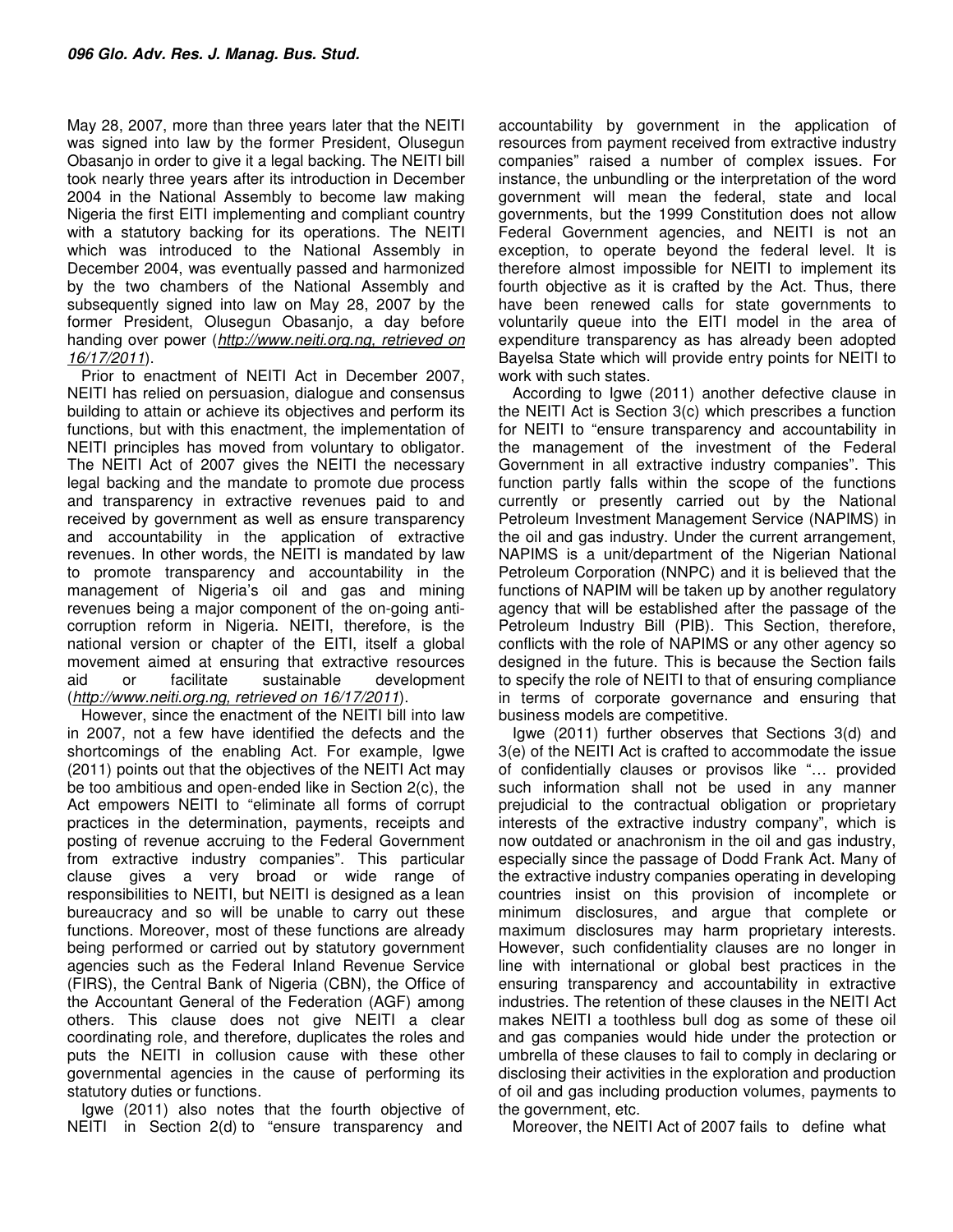May 28, 2007, more than three years later that the NEITI was signed into law by the former President, Olusegun Obasanjo in order to give it a legal backing. The NEITI bill took nearly three years after its introduction in December 2004 in the National Assembly to become law making Nigeria the first EITI implementing and compliant country with a statutory backing for its operations. The NEITI which was introduced to the National Assembly in December 2004, was eventually passed and harmonized by the two chambers of the National Assembly and subsequently signed into law on May 28, 2007 by the former President, Olusegun Obasanjo, a day before handing over power (*http://www.neiti.org.ng, retrieved on 16/17/2011*).

Prior to enactment of NEITI Act in December 2007, NEITI has relied on persuasion, dialogue and consensus building to attain or achieve its objectives and perform its functions, but with this enactment, the implementation of NEITI principles has moved from voluntary to obligator. The NEITI Act of 2007 gives the NEITI the necessary legal backing and the mandate to promote due process and transparency in extractive revenues paid to and received by government as well as ensure transparency and accountability in the application of extractive revenues. In other words, the NEITI is mandated by law to promote transparency and accountability in the management of Nigeria's oil and gas and mining revenues being a major component of the on-going anti-corruption reform in Nigeria. NEITI, therefore, is the national version or chapter of the EITI, itself a global movement aimed at ensuring that extractive resources aid or facilitate sustainable development (*http://www.neiti.org.ng, retrieved on 16/17/2011*).

However, since the enactment of the NEITI bill into law in 2007, not a few have identified the defects and the shortcomings of the enabling Act. For example, Igwe (2011) points out that the objectives of the NEITI Act may be too ambitious and open-ended like in Section 2(c), the Act empowers NEITI to "eliminate all forms of corrupt practices in the determination, payments, receipts and posting of revenue accruing to the Federal Government from extractive industry companies". This particular clause gives a very broad or wide range of responsibilities to NEITI, but NEITI is designed as a lean bureaucracy and so will be unable to carry out these functions. Moreover, most of these functions are already being performed or carried out by statutory government agencies such as the Federal Inland Revenue Service (FIRS), the Central Bank of Nigeria (CBN), the Office of the Accountant General of the Federation (AGF) among others. This clause does not give NEITI a clear coordinating role, and therefore, duplicates the roles and puts the NEITI in collusion cause with these other governmental agencies in the cause of performing its statutory duties or functions.

Igwe (2011) also notes that the fourth objective of NEITI in Section 2(d) to "ensure transparency and accountability by government in the application of resources from payment received from extractive industry companies" raised a number of complex issues. For instance, the unbundling or the interpretation of the word government will mean the federal, state and local governments, but the 1999 Constitution does not allow Federal Government agencies, and NEITI is not an exception, to operate beyond the federal level. It is therefore almost impossible for NEITI to implement its fourth objective as it is crafted by the Act. Thus, there have been renewed calls for state governments to voluntarily queue into the EITI model in the area of expenditure transparency as has already been adopted Bayelsa State which will provide entry points for NEITI to work with such states.

According to Igwe (2011) another defective clause in the NEITI Act is Section 3(c) which prescribes a function for NEITI to "ensure transparency and accountability in the management of the investment of the Federal Government in all extractive industry companies". This function partly falls within the scope of the functions currently or presently carried out by the National Petroleum Investment Management Service (NAPIMS) in the oil and gas industry. Under the current arrangement, NAPIMS is a unit/department of the Nigerian National Petroleum Corporation (NNPC) and it is believed that the functions of NAPIM will be taken up by another regulatory agency that will be established after the passage of the Petroleum Industry Bill (PIB). This Section, therefore, conflicts with the role of NAPIMS or any other agency so designed in the future. This is because the Section fails to specify the role of NEITI to that of ensuring compliance in terms of corporate governance and ensuring that business models are competitive.

Igwe (2011) further observes that Sections 3(d) and 3(e) of the NEITI Act is crafted to accommodate the issue of confidentially clauses or provisos like "… provided such information shall not be used in any manner prejudicial to the contractual obligation or proprietary interests of the extractive industry company", which is now outdated or anachronism in the oil and gas industry, especially since the passage of Dodd Frank Act. Many of the extractive industry companies operating in developing countries insist on this provision of incomplete or minimum disclosures, and argue that complete or maximum disclosures may harm proprietary interests. However, such confidentiality clauses are no longer in line with international or global best practices in the ensuring transparency and accountability in extractive industries. The retention of these clauses in the NEITI Act makes NEITI a toothless bull dog as some of these oil and gas companies would hide under the protection or umbrella of these clauses to fail to comply in declaring or disclosing their activities in the exploration and production of oil and gas including production volumes, payments to the government, etc.

Moreover, the NEITI Act of 2007 fails to define what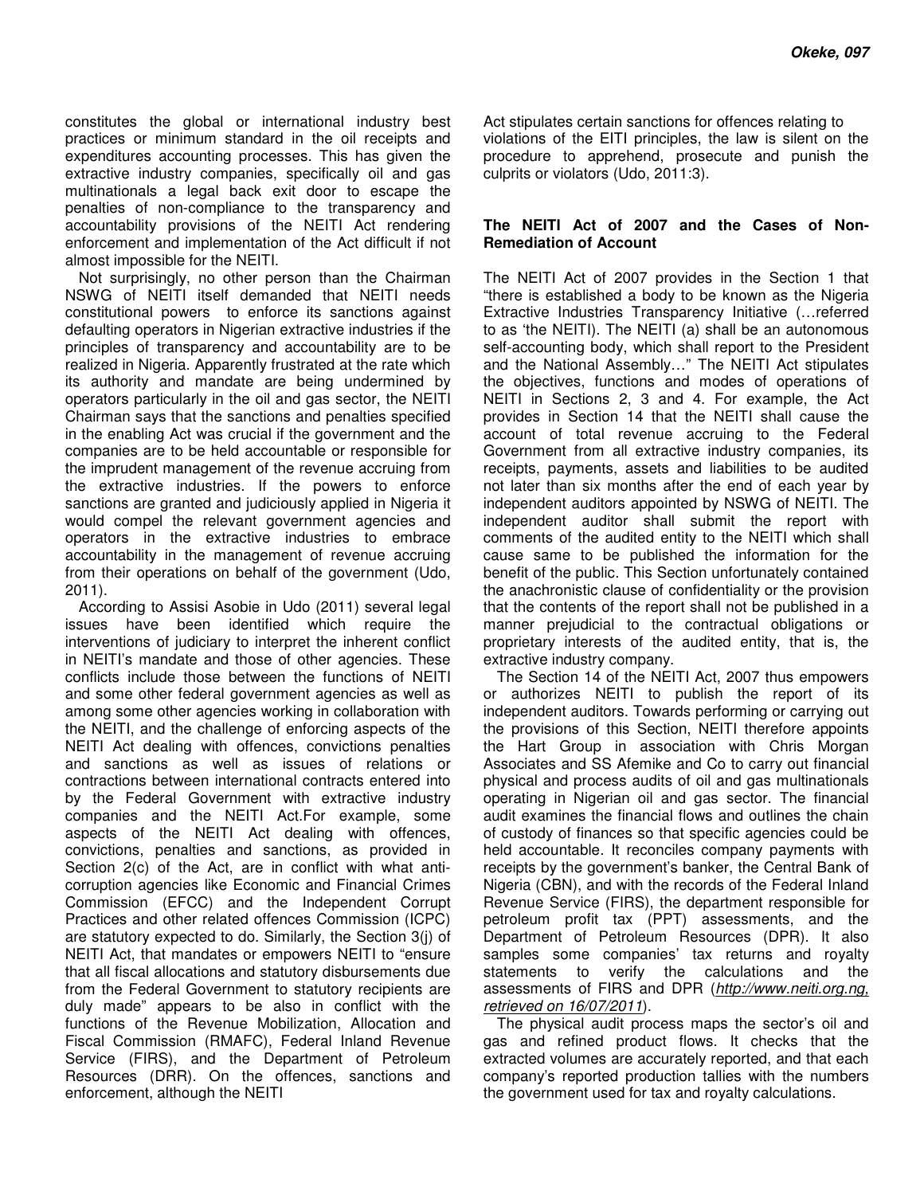constitutes the global or international industry best practices or minimum standard in the oil receipts and expenditures accounting processes. This has given the extractive industry companies, specifically oil and gas multinationals a legal back exit door to escape the penalties of non-compliance to the transparency and accountability provisions of the NEITI Act rendering enforcement and implementation of the Act difficult if not almost impossible for the NEITI.

Not surprisingly, no other person than the Chairman NSWG of NEITI itself demanded that NEITI needs constitutional powers to enforce its sanctions against defaulting operators in Nigerian extractive industries if the principles of transparency and accountability are to be realized in Nigeria. Apparently frustrated at the rate which its authority and mandate are being undermined by operators particularly in the oil and gas sector, the NEITI Chairman says that the sanctions and penalties specified in the enabling Act was crucial if the government and the companies are to be held accountable or responsible for the imprudent management of the revenue accruing from the extractive industries. If the powers to enforce sanctions are granted and judiciously applied in Nigeria it would compel the relevant government agencies and operators in the extractive industries to embrace accountability in the management of revenue accruing from their operations on behalf of the government (Udo, 2011).

According to Assisi Asobie in Udo (2011) several legal issues have been identified which require the interventions of judiciary to interpret the inherent conflict in NEITI's mandate and those of other agencies. These conflicts include those between the functions of NEITI and some other federal government agencies as well as among some other agencies working in collaboration with the NEITI, and the challenge of enforcing aspects of the NEITI Act dealing with offences, convictions penalties and sanctions as well as issues of relations or contractions between international contracts entered into by the Federal Government with extractive industry companies and the NEITI Act.For example, some aspects of the NEITI Act dealing with offences, convictions, penalties and sanctions, as provided in Section 2(c) of the Act, are in conflict with what anti-corruption agencies like Economic and Financial Crimes Commission (EFCC) and the Independent Corrupt Practices and other related offences Commission (ICPC) are statutory expected to do. Similarly, the Section 3(j) of NEITI Act, that mandates or empowers NEITI to "ensure that all fiscal allocations and statutory disbursements due from the Federal Government to statutory recipients are duly made" appears to be also in conflict with the functions of the Revenue Mobilization, Allocation and Fiscal Commission (RMAFC), Federal Inland Revenue Service (FIRS), and the Department of Petroleum Resources (DRR). On the offences, sanctions and enforcement, although the NEITI Act stipulates certain sanctions for offences relating to violations of the EITI principles, the law is silent on the procedure to apprehend, prosecute and punish the culprits or violators (Udo, 2011:3).

## The NEITI Act of 2007 and the Cases of Non-Remediation of Account

The NEITI Act of 2007 provides in the Section 1 that "there is established a body to be known as the Nigeria Extractive Industries Transparency Initiative (…referred to as 'the NEITI). The NEITI (a) shall be an autonomous self-accounting body, which shall report to the President and the National Assembly…" The NEITI Act stipulates the objectives, functions and modes of operations of NEITI in Sections 2, 3 and 4. For example, the Act provides in Section 14 that the NEITI shall cause the account of total revenue accruing to the Federal Government from all extractive industry companies, its receipts, payments, assets and liabilities to be audited not later than six months after the end of each year by independent auditors appointed by NSWG of NEITI. The independent auditor shall submit the report with comments of the audited entity to the NEITI which shall cause same to be published the information for the benefit of the public. This Section unfortunately contained the anachronistic clause of confidentiality or the provision that the contents of the report shall not be published in a manner prejudicial to the contractual obligations or proprietary interests of the audited entity, that is, the extractive industry company.

The Section 14 of the NEITI Act, 2007 thus empowers or authorizes NEITI to publish the report of its independent auditors. Towards performing or carrying out the provisions of this Section, NEITI therefore appoints the Hart Group in association with Chris Morgan Associates and SS Afemike and Co to carry out financial physical and process audits of oil and gas multinationals operating in Nigerian oil and gas sector. The financial audit examines the financial flows and outlines the chain of custody of finances so that specific agencies could be held accountable. It reconciles company payments with receipts by the government's banker, the Central Bank of Nigeria (CBN), and with the records of the Federal Inland Revenue Service (FIRS), the department responsible for petroleum profit tax (PPT) assessments, and the Department of Petroleum Resources (DPR). It also samples some companies' tax returns and royalty statements to verify the calculations and the assessments of FIRS and DPR (*http://www.neiti.org.ng, retrieved on 16/07/2011*).

The physical audit process maps the sector's oil and gas and refined product flows. It checks that the extracted volumes are accurately reported, and that each company's reported production tallies with the numbers the government used for tax and royalty calculations.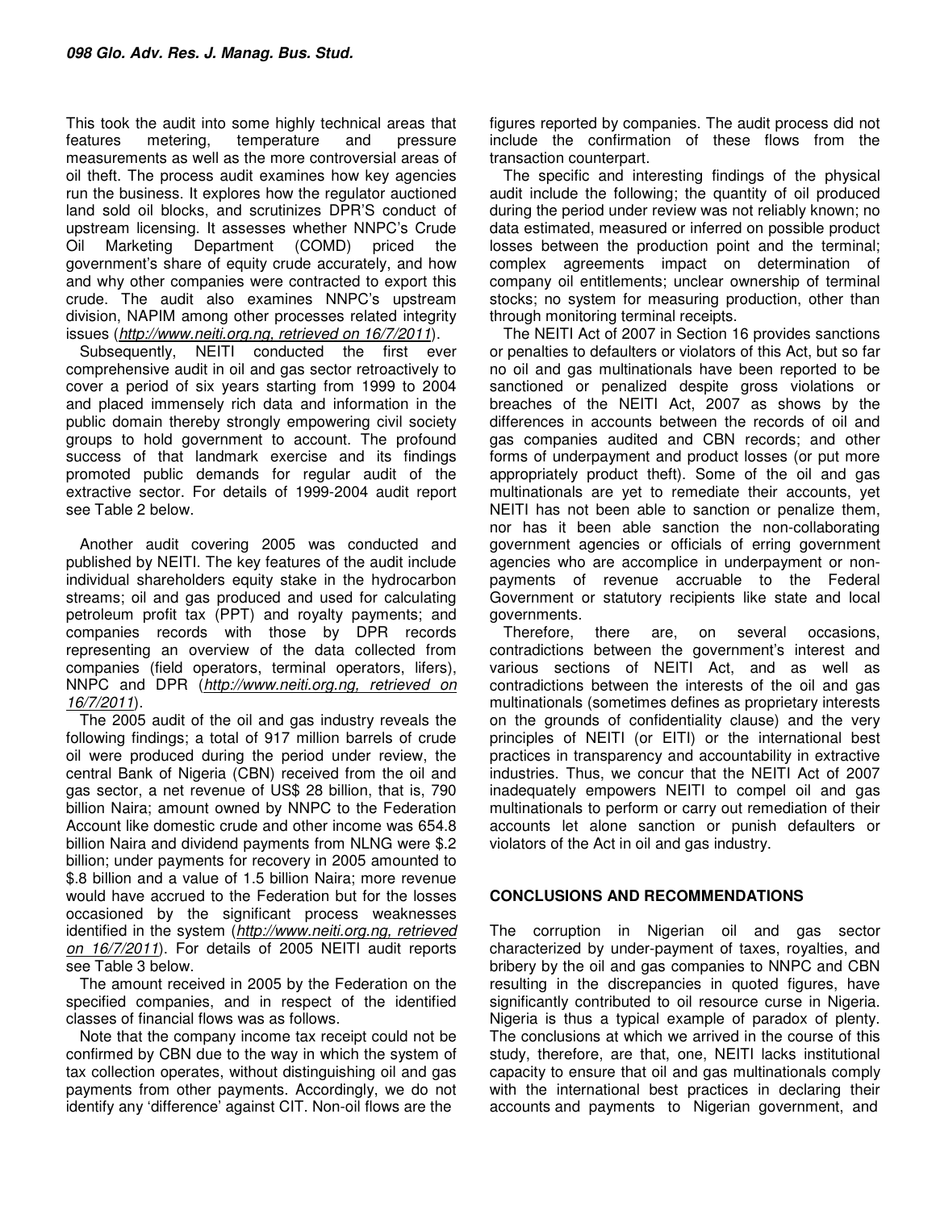This took the audit into some highly technical areas that features metering, temperature and pressure measurements as well as the more controversial areas of oil theft. The process audit examines how key agencies run the business. It explores how the regulator auctioned land sold oil blocks, and scrutinizes DPR'S conduct of upstream licensing. It assesses whether NNPC's Crude Oil Marketing Department (COMD) priced the government's share of equity crude accurately, and how and why other companies were contracted to export this crude. The audit also examines NNPC's upstream division, NAPIM among other processes related integrity issues (*http://www.neiti.org.ng, retrieved on 16/7/2011*).

Subsequently, NEITI conducted the first ever comprehensive audit in oil and gas sector retroactively to cover a period of six years starting from 1999 to 2004 and placed immensely rich data and information in the public domain thereby strongly empowering civil society groups to hold government to account. The profound success of that landmark exercise and its findings promoted public demands for regular audit of the extractive sector. For details of 1999-2004 audit report see Table 2 below.

Another audit covering 2005 was conducted and published by NEITI. The key features of the audit include individual shareholders equity stake in the hydrocarbon streams; oil and gas produced and used for calculating petroleum profit tax (PPT) and royalty payments; and companies records with those by DPR records representing an overview of the data collected from companies (field operators, terminal operators, lifers), NNPC and DPR (*http://www.neiti.org.ng, retrieved on 16/7/2011*).

The 2005 audit of the oil and gas industry reveals the following findings; a total of 917 million barrels of crude oil were produced during the period under review, the central Bank of Nigeria (CBN) received from the oil and gas sector, a net revenue of US$ 28 billion, that is, 790 billion Naira; amount owned by NNPC to the Federation Account like domestic crude and other income was 654.8 billion Naira and dividend payments from NLNG were $.2 billion; under payments for recovery in 2005 amounted to $.8 billion and a value of 1.5 billion Naira; more revenue would have accrued to the Federation but for the losses occasioned by the significant process weaknesses identified in the system (*http://www.neiti.org.ng, retrieved on 16/7/2011*). For details of 2005 NEITI audit reports see Table 3 below.

The amount received in 2005 by the Federation on the specified companies, and in respect of the identified classes of financial flows was as follows.

Note that the company income tax receipt could not be confirmed by CBN due to the way in which the system of tax collection operates, without distinguishing oil and gas payments from other payments. Accordingly, we do not identify any 'difference' against CIT. Non-oil flows are the figures reported by companies. The audit process did not include the confirmation of these flows from the transaction counterpart.

The specific and interesting findings of the physical audit include the following; the quantity of oil produced during the period under review was not reliably known; no data estimated, measured or inferred on possible product losses between the production point and the terminal; complex agreements impact on determination of company oil entitlements; unclear ownership of terminal stocks; no system for measuring production, other than through monitoring terminal receipts.

The NEITI Act of 2007 in Section 16 provides sanctions or penalties to defaulters or violators of this Act, but so far no oil and gas multinationals have been reported to be sanctioned or penalized despite gross violations or breaches of the NEITI Act, 2007 as shows by the differences in accounts between the records of oil and gas companies audited and CBN records; and other forms of underpayment and product losses (or put more appropriately product theft). Some of the oil and gas multinationals are yet to remediate their accounts, yet NEITI has not been able to sanction or penalize them, nor has it been able sanction the non-collaborating government agencies or officials of erring government agencies who are accomplice in underpayment or non-payments of revenue accruable to the Federal Government or statutory recipients like state and local governments.

Therefore, there are, on several occasions, contradictions between the government's interest and various sections of NEITI Act, and as well as contradictions between the interests of the oil and gas multinationals (sometimes defines as proprietary interests on the grounds of confidentiality clause) and the very principles of NEITI (or EITI) or the international best practices in transparency and accountability in extractive industries. Thus, we concur that the NEITI Act of 2007 inadequately empowers NEITI to compel oil and gas multinationals to perform or carry out remediation of their accounts let alone sanction or punish defaulters or violators of the Act in oil and gas industry.

## CONCLUSIONS AND RECOMMENDATIONS

The corruption in Nigerian oil and gas sector characterized by under-payment of taxes, royalties, and bribery by the oil and gas companies to NNPC and CBN resulting in the discrepancies in quoted figures, have significantly contributed to oil resource curse in Nigeria. Nigeria is thus a typical example of paradox of plenty. The conclusions at which we arrived in the course of this study, therefore, are that, one, NEITI lacks institutional capacity to ensure that oil and gas multinationals comply with the international best practices in declaring their accounts and payments to Nigerian government, and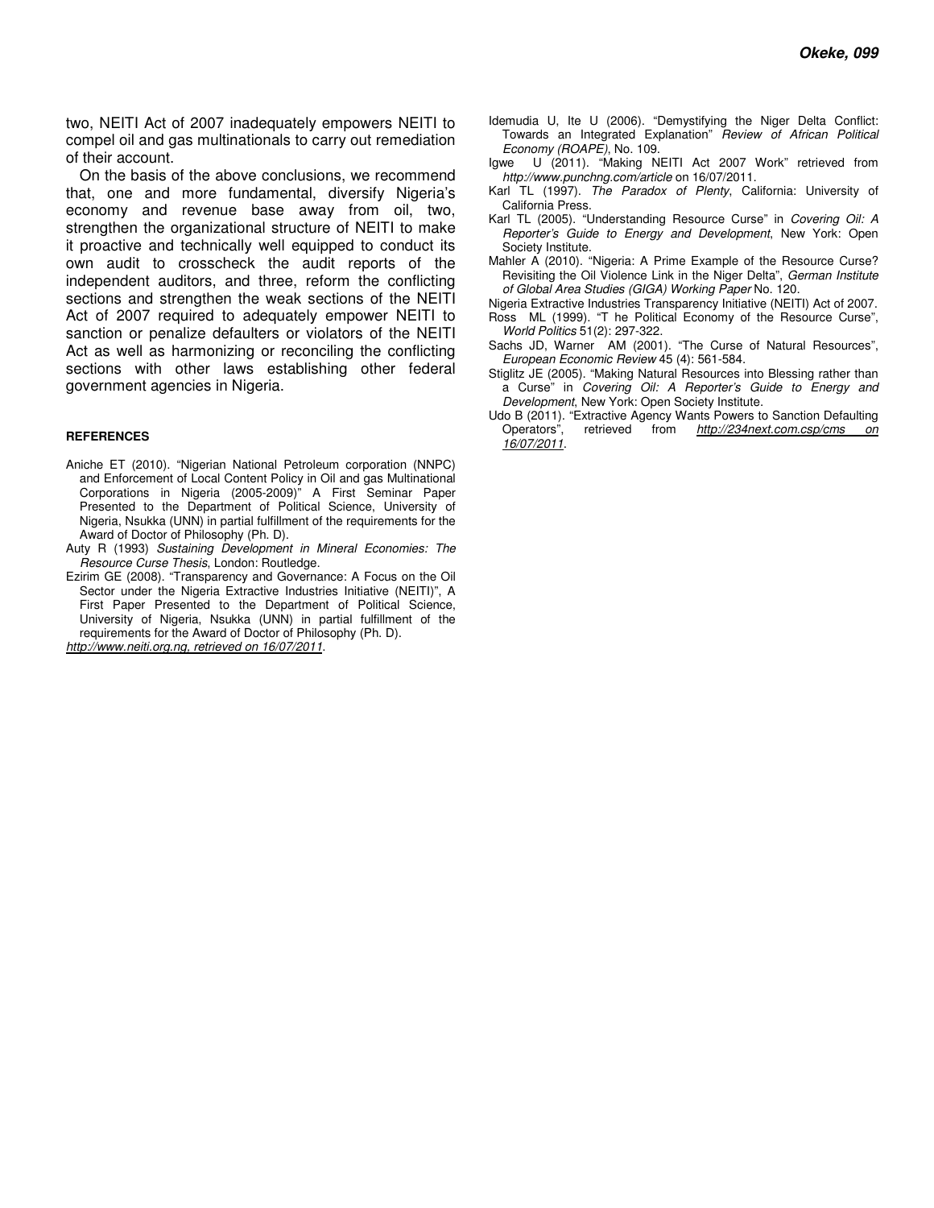two, NEITI Act of 2007 inadequately empowers NEITI to compel oil and gas multinationals to carry out remediation of their account.

On the basis of the above conclusions, we recommend that, one and more fundamental, diversify Nigeria's economy and revenue base away from oil, two, strengthen the organizational structure of NEITI to make it proactive and technically well equipped to conduct its own audit to crosscheck the audit reports of the independent auditors, and three, reform the conflicting sections and strengthen the weak sections of the NEITI Act of 2007 required to adequately empower NEITI to sanction or penalize defaulters or violators of the NEITI Act as well as harmonizing or reconciling the conflicting sections with other laws establishing other federal government agencies in Nigeria.

## REFERENCES

Aniche ET (2010). "Nigerian National Petroleum corporation (NNPC) and Enforcement of Local Content Policy in Oil and gas Multinational Corporations in Nigeria (2005-2009)" A First Seminar Paper Presented to the Department of Political Science, University of Nigeria, Nsukka (UNN) in partial fulfillment of the requirements for the Award of Doctor of Philosophy (Ph. D).

Auty R (1993) *Sustaining Development in Mineral Economies: The Resource Curse Thesis*, London: Routledge.

Ezirim GE (2008). "Transparency and Governance: A Focus on the Oil Sector under the Nigeria Extractive Industries Initiative (NEITI)", A First Paper Presented to the Department of Political Science, University of Nigeria, Nsukka (UNN) in partial fulfillment of the requirements for the Award of Doctor of Philosophy (Ph. D).

*http://www.neiti.org.ng, retrieved on 16/07/2011*.

Idemudia U, Ite U (2006). "Demystifying the Niger Delta Conflict: Towards an Integrated Explanation" *Review of African Political Economy (ROAPE)*, No. 109.

Igwe U (2011). "Making NEITI Act 2007 Work" retrieved from *http://www.punchng.com/article* on 16/07/2011.

Karl TL (1997). *The Paradox of Plenty*, California: University of California Press.

Karl TL (2005). "Understanding Resource Curse" in *Covering Oil: A Reporter's Guide to Energy and Development*, New York: Open Society Institute.

Mahler A (2010). "Nigeria: A Prime Example of the Resource Curse? Revisiting the Oil Violence Link in the Niger Delta", *German Institute of Global Area Studies (GIGA) Working Paper* No. 120.

Nigeria Extractive Industries Transparency Initiative (NEITI) Act of 2007.

Ross ML (1999). "T he Political Economy of the Resource Curse", *World Politics* 51(2): 297-322.

Sachs JD, Warner AM (2001). "The Curse of Natural Resources", *European Economic Review* 45 (4): 561-584.

Stiglitz JE (2005). "Making Natural Resources into Blessing rather than a Curse" in *Covering Oil: A Reporter's Guide to Energy and Development*, New York: Open Society Institute.

Udo B (2011). "Extractive Agency Wants Powers to Sanction Defaulting Operators", retrieved from *http://234next.com.csp/cms on 16/07/2011*.